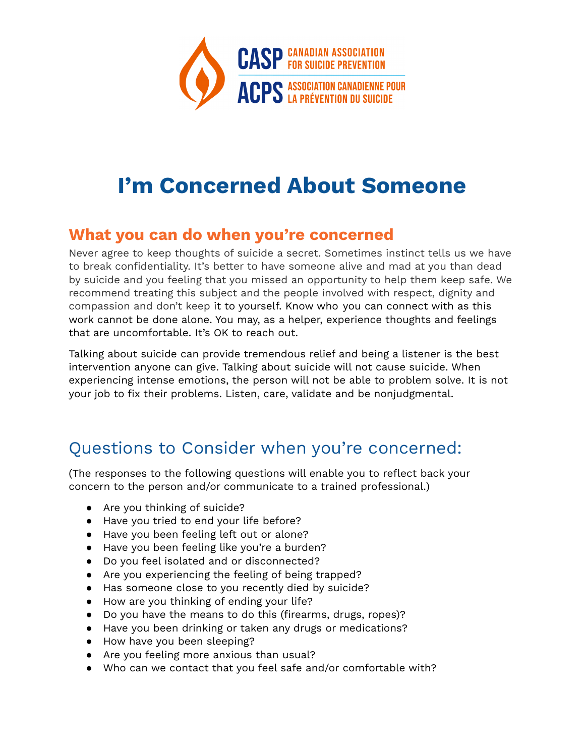CASP CANADIAN ASSOCIATION FOR SUICIDE PREVENTION

ACPS ASSOCIATION CANADIENNE POUR LA PRÉVENTION DU SUICIDE

# I'm Concerned About Someone

## What you can do when you're concerned

Never agree to keep thoughts of suicide a secret. Sometimes instinct tells us we have to break confidentiality. It's better to have someone alive and mad at you than dead by suicide and you feeling that you missed an opportunity to help them keep safe. We recommend treating this subject and the people involved with respect, dignity and compassion and don't keep it to yourself. Know who you can connect with as this work cannot be done alone. You may, as a helper, experience thoughts and feelings that are uncomfortable. It's OK to reach out.

Talking about suicide can provide tremendous relief and being a listener is the best intervention anyone can give. Talking about suicide will not cause suicide. When experiencing intense emotions, the person will not be able to problem solve. It is not your job to fix their problems. Listen, care, validate and be nonjudgmental.

## Questions to Consider when you're concerned:

(The responses to the following questions will enable you to reflect back your concern to the person and/or communicate to a trained professional.)

- Are you thinking of suicide?
- Have you tried to end your life before?
- Have you been feeling left out or alone?
- Have you been feeling like you're a burden?
- Do you feel isolated and or disconnected?
- Are you experiencing the feeling of being trapped?
- Has someone close to you recently died by suicide?
- How are you thinking of ending your life?
- Do you have the means to do this (firearms, drugs, ropes)?
- Have you been drinking or taken any drugs or medications?
- How have you been sleeping?
- Are you feeling more anxious than usual?
- Who can we contact that you feel safe and/or comfortable with?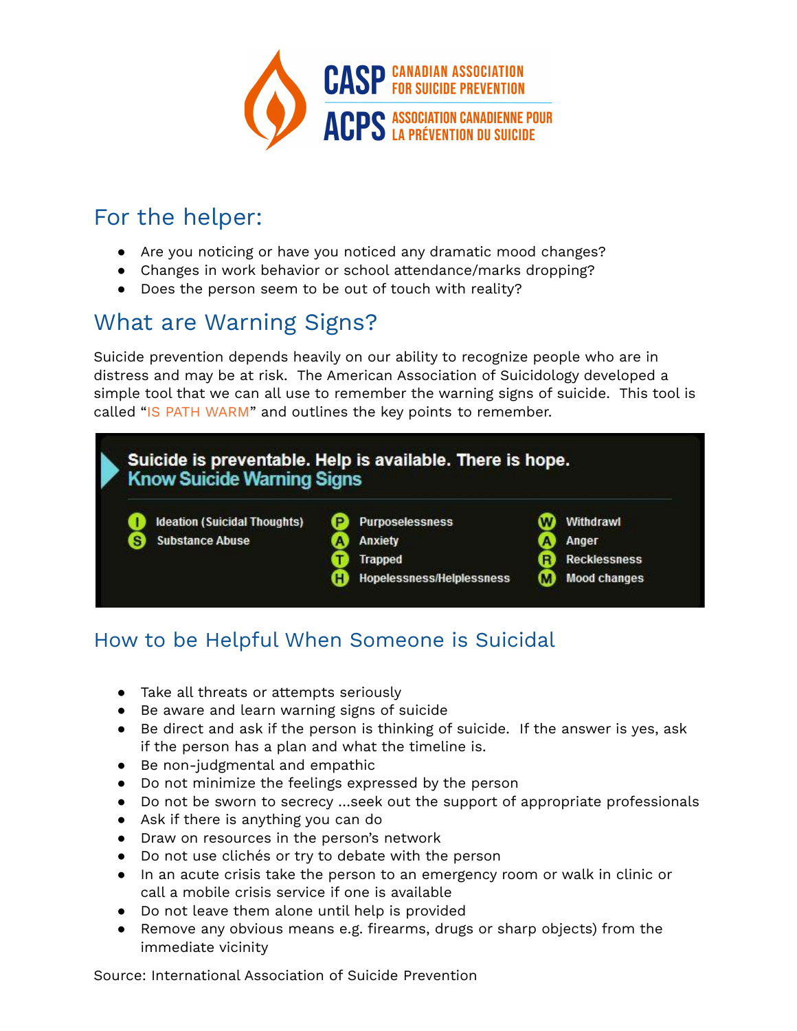CASP CANADIAN ASSOCIATION FOR SUICIDE PREVENTION

ACPS ASSOCIATION CANADIENNE POUR LA PRÉVENTION DU SUICIDE

## For the helper:

- Are you noticing or have you noticed any dramatic mood changes?
- Changes in work behavior or school attendance/marks dropping?
- Does the person seem to be out of touch with reality?

## What are Warning Signs?

Suicide prevention depends heavily on our ability to recognize people who are in distress and may be at risk. The American Association of Suicidology developed a simple tool that we can all use to remember the warning signs of suicide. This tool is called "IS PATH WARM" and outlines the key points to remember.

**Suicide is preventable. Help is available. There is hope.**

**Know Suicide Warning Signs**

- **I** Ideation (Suicidal Thoughts)
- **S** Substance Abuse
- **P** Purposelessness
- **A** Anxiety
- **T** Trapped
- **H** Hopelessness/Helplessness
- **W** Withdrawl
- **A** Anger
- **R** Recklessness
- **M** Mood changes

## How to be Helpful When Someone is Suicidal

- Take all threats or attempts seriously
- Be aware and learn warning signs of suicide
- Be direct and ask if the person is thinking of suicide. If the answer is yes, ask if the person has a plan and what the timeline is.
- Be non-judgmental and empathic
- Do not minimize the feelings expressed by the person
- Do not be sworn to secrecy ...seek out the support of appropriate professionals
- Ask if there is anything you can do
- Draw on resources in the person's network
- Do not use clichés or try to debate with the person
- In an acute crisis take the person to an emergency room or walk in clinic or call a mobile crisis service if one is available
- Do not leave them alone until help is provided
- Remove any obvious means e.g. firearms, drugs or sharp objects) from the immediate vicinity

Source: International Association of Suicide Prevention